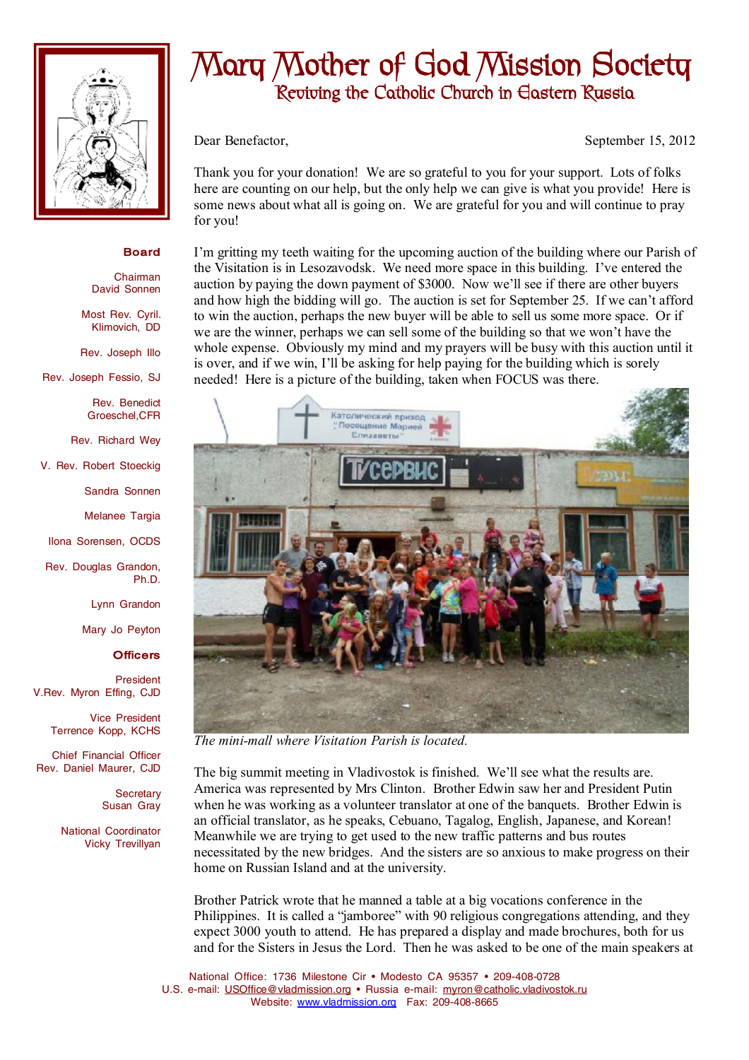# Mary Mother of God Mission Society

## Reviving the Catholic Church in Eastern Russia

**Board**

Chairman
David Sonnen

Most Rev. Cyril. Klimovich, DD

Rev. Joseph Illo

Rev. Joseph Fessio, SJ

Rev. Benedict Groeschel,CFR

Rev. Richard Wey

V. Rev. Robert Stoeckig

Sandra Sonnen

Melanee Targia

Ilona Sorensen, OCDS

Rev. Douglas Grandon, Ph.D.

Lynn Grandon

Mary Jo Peyton

**Officers**

President
V.Rev. Myron Effing, CJD

Vice President
Terrence Kopp, KCHS

Chief Financial Officer
Rev. Daniel Maurer, CJD

Secretary
Susan Gray

National Coordinator
Vicky Trevillyan

Dear Benefactor, September 15, 2012

Thank you for your donation! We are so grateful to you for your support. Lots of folks here are counting on our help, but the only help we can give is what you provide! Here is some news about what all is going on. We are grateful for you and will continue to pray for you!

I'm gritting my teeth waiting for the upcoming auction of the building where our Parish of the Visitation is in Lesozavodsk. We need more space in this building. I've entered the auction by paying the down payment of $3000. Now we'll see if there are other buyers and how high the bidding will go. The auction is set for September 25. If we can't afford to win the auction, perhaps the new buyer will be able to sell us some more space. Or if we are the winner, perhaps we can sell some of the building so that we won't have the whole expense. Obviously my mind and my prayers will be busy with this auction until it is over, and if we win, I'll be asking for help paying for the building which is sorely needed! Here is a picture of the building, taken when FOCUS was there.

*The mini-mall where Visitation Parish is located.*

The big summit meeting in Vladivostok is finished. We'll see what the results are. America was represented by Mrs Clinton. Brother Edwin saw her and President Putin when he was working as a volunteer translator at one of the banquets. Brother Edwin is an official translator, as he speaks, Cebuano, Tagalog, English, Japanese, and Korean! Meanwhile we are trying to get used to the new traffic patterns and bus routes necessitated by the new bridges. And the sisters are so anxious to make progress on their home on Russian Island and at the university.

Brother Patrick wrote that he manned a table at a big vocations conference in the Philippines. It is called a "jamboree" with 90 religious congregations attending, and they expect 3000 youth to attend. He has prepared a display and made brochures, both for us and for the Sisters in Jesus the Lord. Then he was asked to be one of the main speakers at

National Office: 1736 Milestone Cir • Modesto CA 95357 • 209-408-0728
U.S. e-mail: USOffice@vladmission.org • Russia e-mail: myron@catholic.vladivostok.ru
Website: www.vladmission.org Fax: 209-408-8665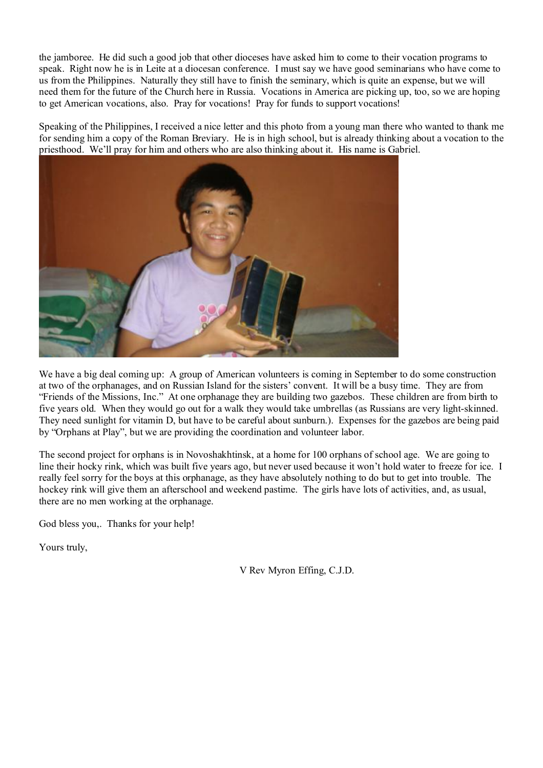the jamboree. He did such a good job that other dioceses have asked him to come to their vocation programs to speak. Right now he is in Leite at a diocesan conference. I must say we have good seminarians who have come to us from the Philippines. Naturally they still have to finish the seminary, which is quite an expense, but we will need them for the future of the Church here in Russia. Vocations in America are picking up, too, so we are hoping to get American vocations, also. Pray for vocations! Pray for funds to support vocations!

Speaking of the Philippines, I received a nice letter and this photo from a young man there who wanted to thank me for sending him a copy of the Roman Breviary. He is in high school, but is already thinking about a vocation to the priesthood. We'll pray for him and others who are also thinking about it. His name is Gabriel.

We have a big deal coming up: A group of American volunteers is coming in September to do some construction at two of the orphanages, and on Russian Island for the sisters' convent. It will be a busy time. They are from "Friends of the Missions, Inc." At one orphanage they are building two gazebos. These children are from birth to five years old. When they would go out for a walk they would take umbrellas (as Russians are very light-skinned. They need sunlight for vitamin D, but have to be careful about sunburn.). Expenses for the gazebos are being paid by "Orphans at Play", but we are providing the coordination and volunteer labor.

The second project for orphans is in Novoshakhtinsk, at a home for 100 orphans of school age. We are going to line their hocky rink, which was built five years ago, but never used because it won't hold water to freeze for ice. I really feel sorry for the boys at this orphanage, as they have absolutely nothing to do but to get into trouble. The hockey rink will give them an afterschool and weekend pastime. The girls have lots of activities, and, as usual, there are no men working at the orphanage.

God bless you,. Thanks for your help!

Yours truly,

V Rev Myron Effing, C.J.D.